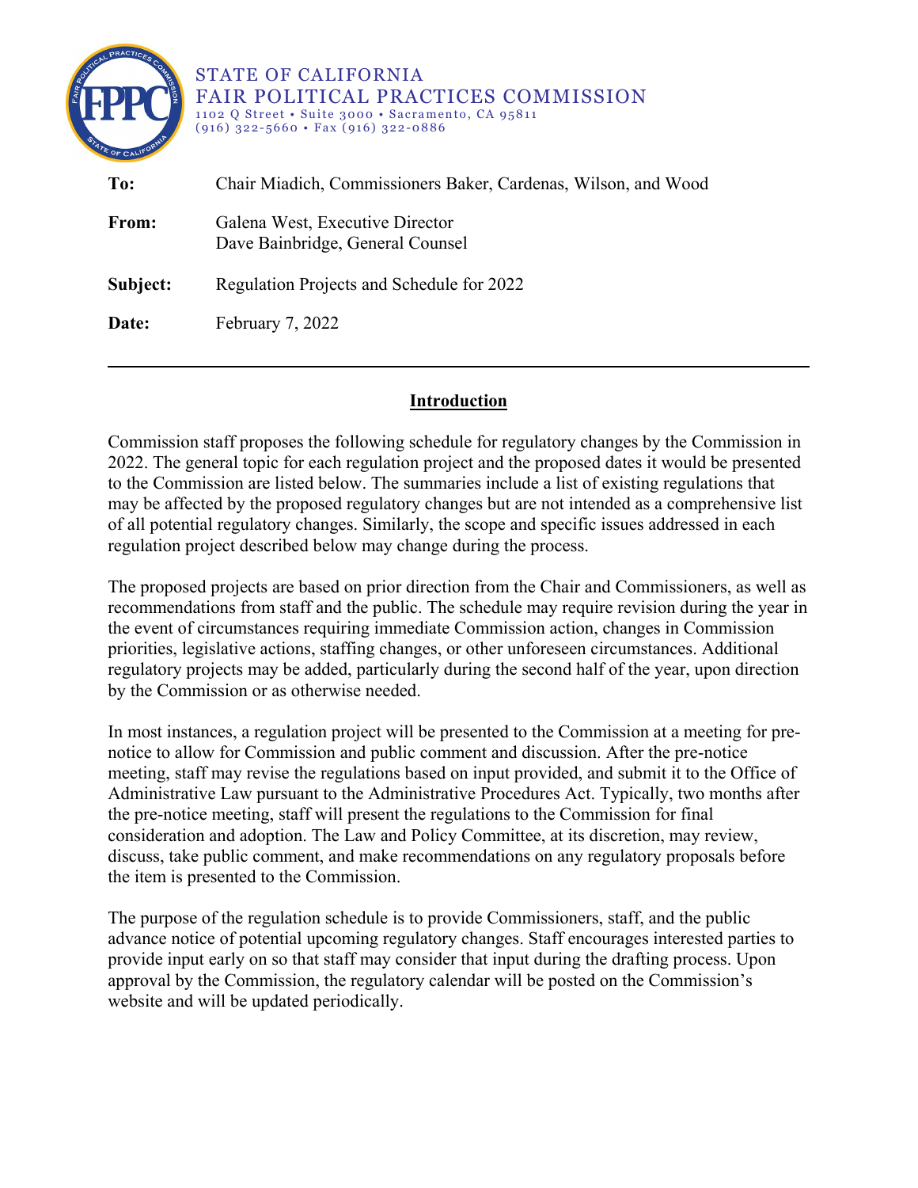STATE OF CALIFORNIA
FAIR POLITICAL PRACTICES COMMISSION
1102 Q Street • Suite 3000 • Sacramento, CA 95811
(916) 322-5660 • Fax (916) 322-0886

**To:** Chair Miadich, Commissioners Baker, Cardenas, Wilson, and Wood

**From:** Galena West, Executive Director
Dave Bainbridge, General Counsel

**Subject:** Regulation Projects and Schedule for 2022

**Date:** February 7, 2022

---

## Introduction

Commission staff proposes the following schedule for regulatory changes by the Commission in 2022. The general topic for each regulation project and the proposed dates it would be presented to the Commission are listed below. The summaries include a list of existing regulations that may be affected by the proposed regulatory changes but are not intended as a comprehensive list of all potential regulatory changes. Similarly, the scope and specific issues addressed in each regulation project described below may change during the process.

The proposed projects are based on prior direction from the Chair and Commissioners, as well as recommendations from staff and the public. The schedule may require revision during the year in the event of circumstances requiring immediate Commission action, changes in Commission priorities, legislative actions, staffing changes, or other unforeseen circumstances. Additional regulatory projects may be added, particularly during the second half of the year, upon direction by the Commission or as otherwise needed.

In most instances, a regulation project will be presented to the Commission at a meeting for pre-notice to allow for Commission and public comment and discussion. After the pre-notice meeting, staff may revise the regulations based on input provided, and submit it to the Office of Administrative Law pursuant to the Administrative Procedures Act. Typically, two months after the pre-notice meeting, staff will present the regulations to the Commission for final consideration and adoption. The Law and Policy Committee, at its discretion, may review, discuss, take public comment, and make recommendations on any regulatory proposals before the item is presented to the Commission.

The purpose of the regulation schedule is to provide Commissioners, staff, and the public advance notice of potential upcoming regulatory changes. Staff encourages interested parties to provide input early on so that staff may consider that input during the drafting process. Upon approval by the Commission, the regulatory calendar will be posted on the Commission's website and will be updated periodically.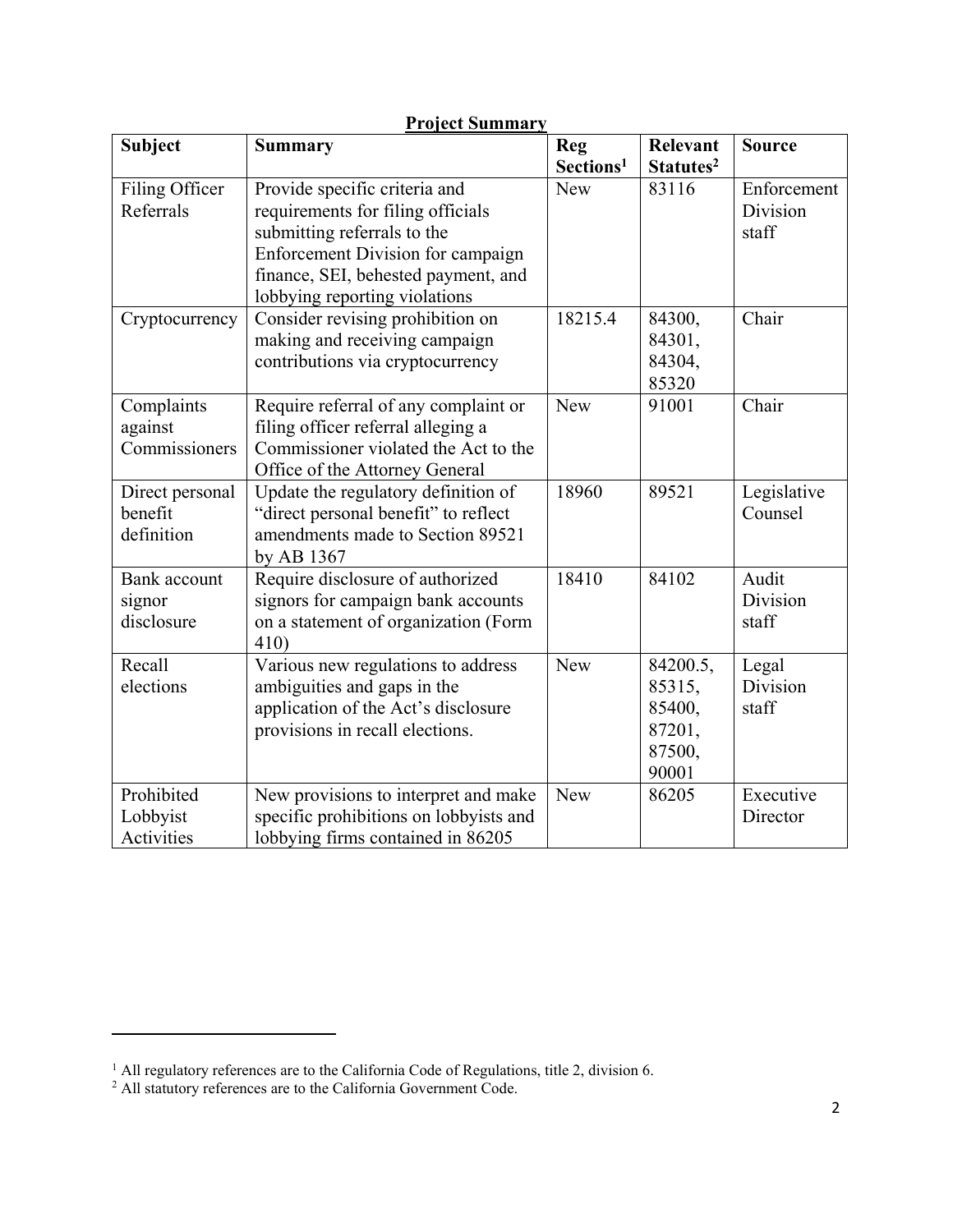**Project Summary**

| Subject | Summary | Reg Sections[1] | Relevant Statutes[2] | Source |
|---|---|---|---|---|
| Filing Officer Referrals | Provide specific criteria and requirements for filing officials submitting referrals to the Enforcement Division for campaign finance, SEI, behested payment, and lobbying reporting violations | New | 83116 | Enforcement Division staff |
| Cryptocurrency | Consider revising prohibition on making and receiving campaign contributions via cryptocurrency | 18215.4 | 84300, 84301, 84304, 85320 | Chair |
| Complaints against Commissioners | Require referral of any complaint or filing officer referral alleging a Commissioner violated the Act to the Office of the Attorney General | New | 91001 | Chair |
| Direct personal benefit definition | Update the regulatory definition of "direct personal benefit" to reflect amendments made to Section 89521 by AB 1367 | 18960 | 89521 | Legislative Counsel |
| Bank account signor disclosure | Require disclosure of authorized signors for campaign bank accounts on a statement of organization (Form 410) | 18410 | 84102 | Audit Division staff |
| Recall elections | Various new regulations to address ambiguities and gaps in the application of the Act's disclosure provisions in recall elections. | New | 84200.5, 85315, 85400, 87201, 87500, 90001 | Legal Division staff |
| Prohibited Lobbyist Activities | New provisions to interpret and make specific prohibitions on lobbyists and lobbying firms contained in 86205 | New | 86205 | Executive Director |

[1] All regulatory references are to the California Code of Regulations, title 2, division 6.

[2] All statutory references are to the California Government Code.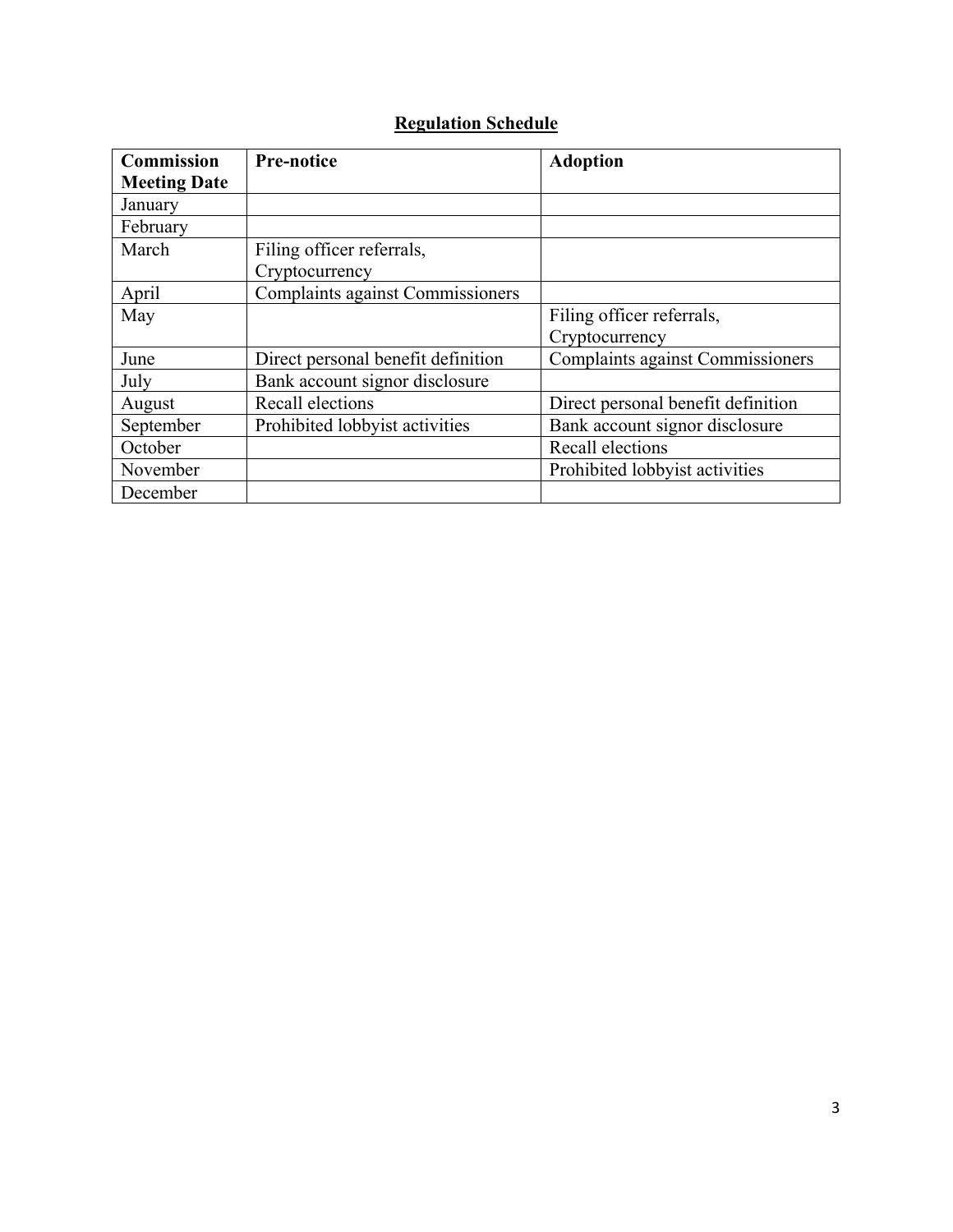**Regulation Schedule**

| Commission Meeting Date | Pre-notice | Adoption |
|---|---|---|
| January | | |
| February | | |
| March | Filing officer referrals, Cryptocurrency | |
| April | Complaints against Commissioners | |
| May | | Filing officer referrals, Cryptocurrency |
| June | Direct personal benefit definition | Complaints against Commissioners |
| July | Bank account signor disclosure | |
| August | Recall elections | Direct personal benefit definition |
| September | Prohibited lobbyist activities | Bank account signor disclosure |
| October | | Recall elections |
| November | | Prohibited lobbyist activities |
| December | | |